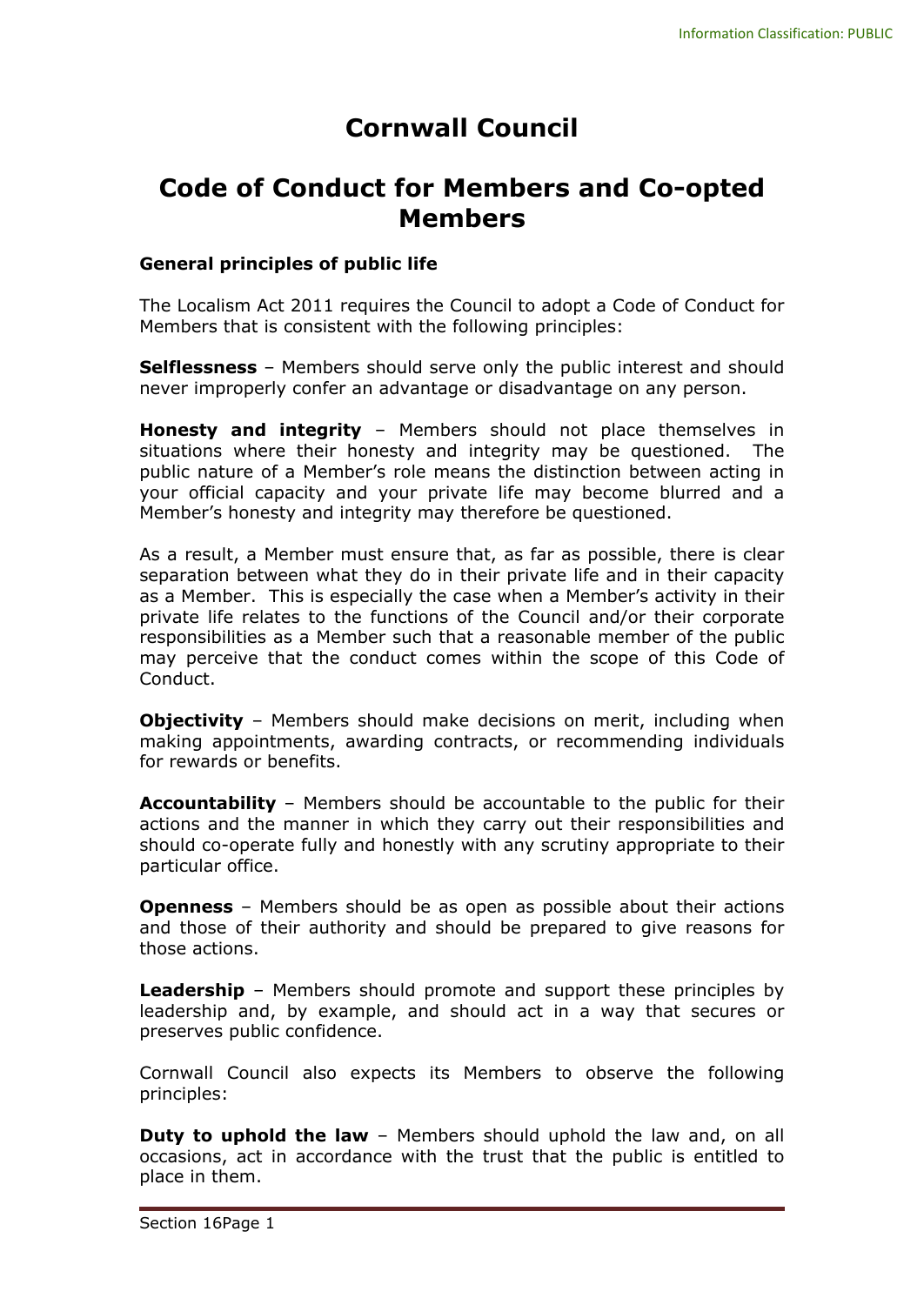# Cornwall Council

# Code of Conduct for Members and Co-opted Members

**General principles of public life**

The Localism Act 2011 requires the Council to adopt a Code of Conduct for Members that is consistent with the following principles:

**Selflessness** – Members should serve only the public interest and should never improperly confer an advantage or disadvantage on any person.

**Honesty and integrity** – Members should not place themselves in situations where their honesty and integrity may be questioned. The public nature of a Member's role means the distinction between acting in your official capacity and your private life may become blurred and a Member's honesty and integrity may therefore be questioned.

As a result, a Member must ensure that, as far as possible, there is clear separation between what they do in their private life and in their capacity as a Member. This is especially the case when a Member's activity in their private life relates to the functions of the Council and/or their corporate responsibilities as a Member such that a reasonable member of the public may perceive that the conduct comes within the scope of this Code of Conduct.

**Objectivity** – Members should make decisions on merit, including when making appointments, awarding contracts, or recommending individuals for rewards or benefits.

**Accountability** – Members should be accountable to the public for their actions and the manner in which they carry out their responsibilities and should co-operate fully and honestly with any scrutiny appropriate to their particular office.

**Openness** – Members should be as open as possible about their actions and those of their authority and should be prepared to give reasons for those actions.

**Leadership** – Members should promote and support these principles by leadership and, by example, and should act in a way that secures or preserves public confidence.

Cornwall Council also expects its Members to observe the following principles:

**Duty to uphold the law** – Members should uphold the law and, on all occasions, act in accordance with the trust that the public is entitled to place in them.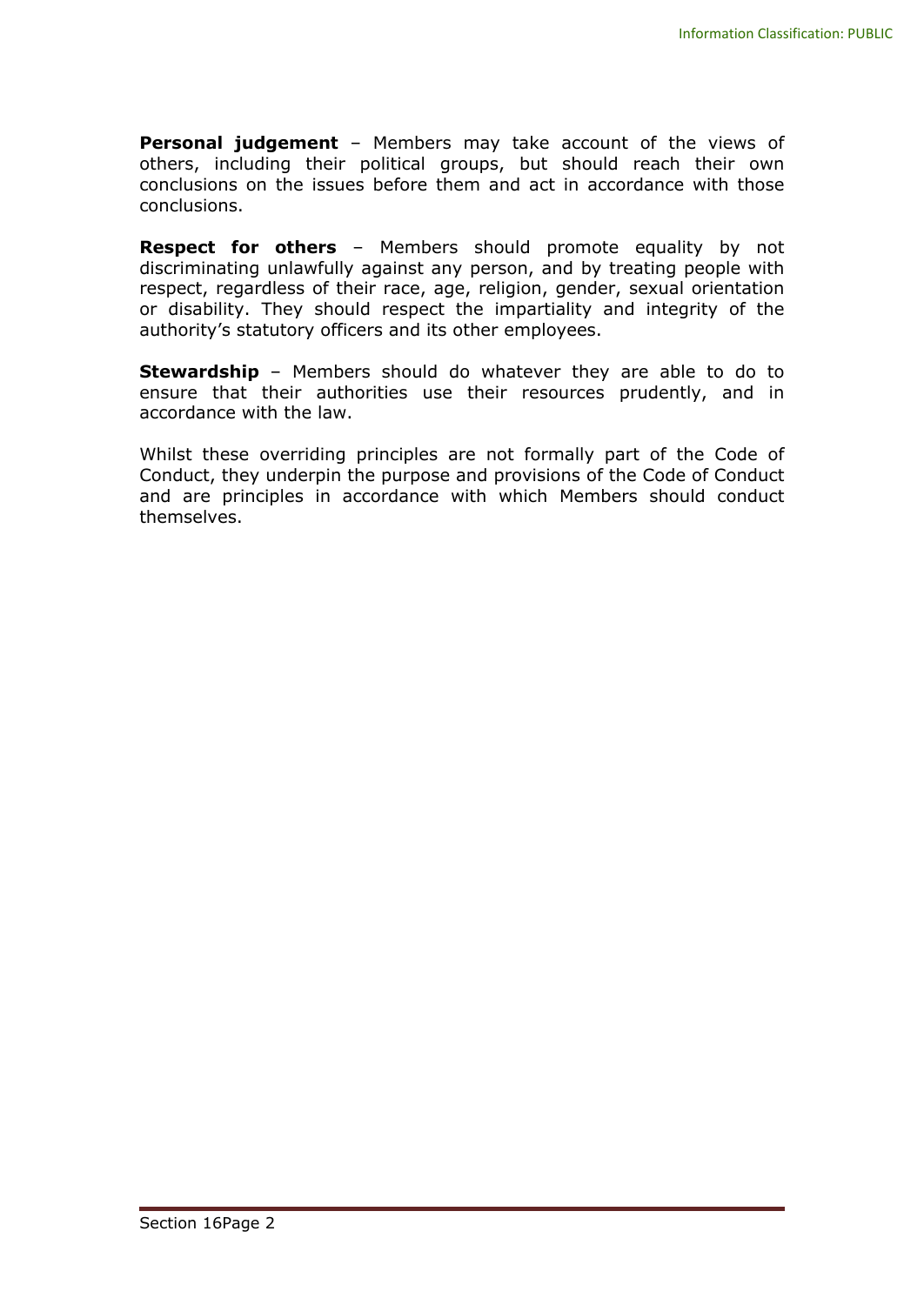**Personal judgement** – Members may take account of the views of others, including their political groups, but should reach their own conclusions on the issues before them and act in accordance with those conclusions.

**Respect for others** – Members should promote equality by not discriminating unlawfully against any person, and by treating people with respect, regardless of their race, age, religion, gender, sexual orientation or disability. They should respect the impartiality and integrity of the authority's statutory officers and its other employees.

**Stewardship** – Members should do whatever they are able to do to ensure that their authorities use their resources prudently, and in accordance with the law.

Whilst these overriding principles are not formally part of the Code of Conduct, they underpin the purpose and provisions of the Code of Conduct and are principles in accordance with which Members should conduct themselves.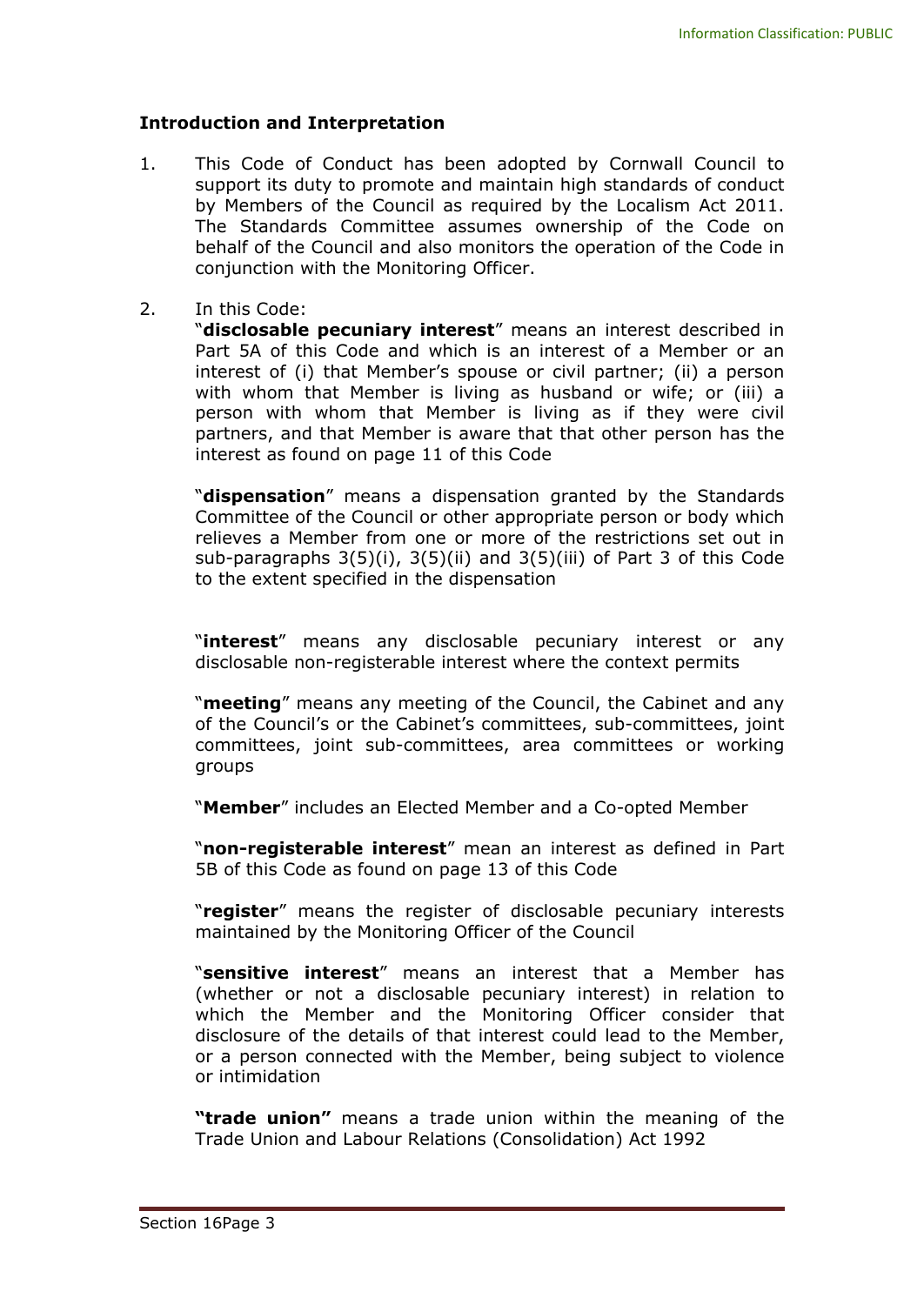**Introduction and Interpretation**

1. This Code of Conduct has been adopted by Cornwall Council to support its duty to promote and maintain high standards of conduct by Members of the Council as required by the Localism Act 2011. The Standards Committee assumes ownership of the Code on behalf of the Council and also monitors the operation of the Code in conjunction with the Monitoring Officer.

2. In this Code:

   "**disclosable pecuniary interest**" means an interest described in Part 5A of this Code and which is an interest of a Member or an interest of (i) that Member's spouse or civil partner; (ii) a person with whom that Member is living as husband or wife; or (iii) a person with whom that Member is living as if they were civil partners, and that Member is aware that that other person has the interest as found on page 11 of this Code

   "**dispensation**" means a dispensation granted by the Standards Committee of the Council or other appropriate person or body which relieves a Member from one or more of the restrictions set out in sub-paragraphs 3(5)(i), 3(5)(ii) and 3(5)(iii) of Part 3 of this Code to the extent specified in the dispensation

   "**interest**" means any disclosable pecuniary interest or any disclosable non-registerable interest where the context permits

   "**meeting**" means any meeting of the Council, the Cabinet and any of the Council's or the Cabinet's committees, sub-committees, joint committees, joint sub-committees, area committees or working groups

   "**Member**" includes an Elected Member and a Co-opted Member

   "**non-registerable interest**" mean an interest as defined in Part 5B of this Code as found on page 13 of this Code

   "**register**" means the register of disclosable pecuniary interests maintained by the Monitoring Officer of the Council

   "**sensitive interest**" means an interest that a Member has (whether or not a disclosable pecuniary interest) in relation to which the Member and the Monitoring Officer consider that disclosure of the details of that interest could lead to the Member, or a person connected with the Member, being subject to violence or intimidation

   **"trade union"** means a trade union within the meaning of the Trade Union and Labour Relations (Consolidation) Act 1992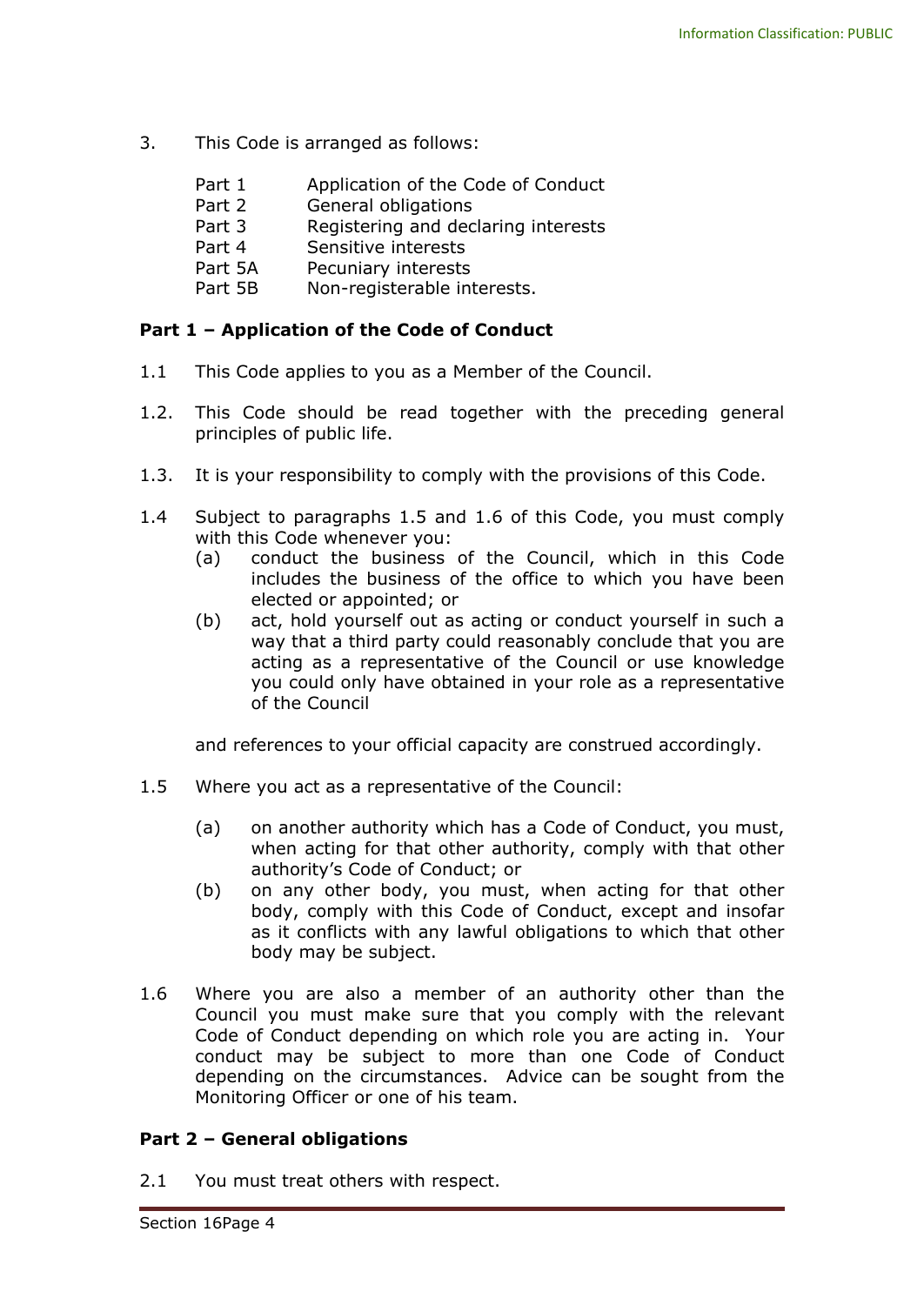3. This Code is arranged as follows:

| | |
|---|---|
| Part 1 | Application of the Code of Conduct |
| Part 2 | General obligations |
| Part 3 | Registering and declaring interests |
| Part 4 | Sensitive interests |
| Part 5A | Pecuniary interests |
| Part 5B | Non-registerable interests. |

## Part 1 – Application of the Code of Conduct

1.1 This Code applies to you as a Member of the Council.

1.2. This Code should be read together with the preceding general principles of public life.

1.3. It is your responsibility to comply with the provisions of this Code.

1.4 Subject to paragraphs 1.5 and 1.6 of this Code, you must comply with this Code whenever you:

(a) conduct the business of the Council, which in this Code includes the business of the office to which you have been elected or appointed; or

(b) act, hold yourself out as acting or conduct yourself in such a way that a third party could reasonably conclude that you are acting as a representative of the Council or use knowledge you could only have obtained in your role as a representative of the Council

and references to your official capacity are construed accordingly.

1.5 Where you act as a representative of the Council:

(a) on another authority which has a Code of Conduct, you must, when acting for that other authority, comply with that other authority's Code of Conduct; or

(b) on any other body, you must, when acting for that other body, comply with this Code of Conduct, except and insofar as it conflicts with any lawful obligations to which that other body may be subject.

1.6 Where you are also a member of an authority other than the Council you must make sure that you comply with the relevant Code of Conduct depending on which role you are acting in. Your conduct may be subject to more than one Code of Conduct depending on the circumstances. Advice can be sought from the Monitoring Officer or one of his team.

## Part 2 – General obligations

2.1 You must treat others with respect.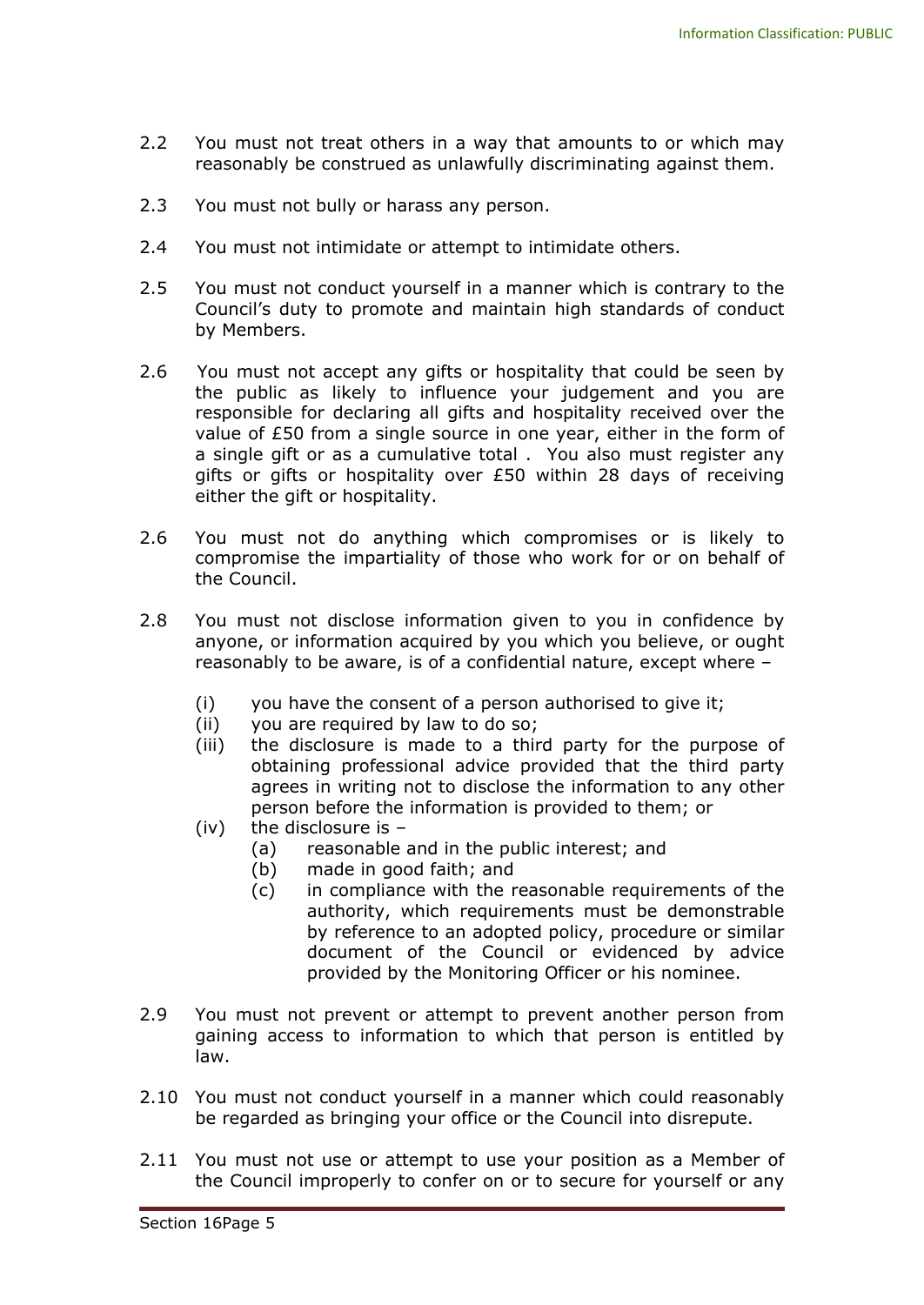2.2 You must not treat others in a way that amounts to or which may reasonably be construed as unlawfully discriminating against them.

2.3 You must not bully or harass any person.

2.4 You must not intimidate or attempt to intimidate others.

2.5 You must not conduct yourself in a manner which is contrary to the Council's duty to promote and maintain high standards of conduct by Members.

2.6 You must not accept any gifts or hospitality that could be seen by the public as likely to influence your judgement and you are responsible for declaring all gifts and hospitality received over the value of £50 from a single source in one year, either in the form of a single gift or as a cumulative total . You also must register any gifts or gifts or hospitality over £50 within 28 days of receiving either the gift or hospitality.

2.6 You must not do anything which compromises or is likely to compromise the impartiality of those who work for or on behalf of the Council.

2.8 You must not disclose information given to you in confidence by anyone, or information acquired by you which you believe, or ought reasonably to be aware, is of a confidential nature, except where –

- (i) you have the consent of a person authorised to give it;
- (ii) you are required by law to do so;
- (iii) the disclosure is made to a third party for the purpose of obtaining professional advice provided that the third party agrees in writing not to disclose the information to any other person before the information is provided to them; or
- (iv) the disclosure is –
  - (a) reasonable and in the public interest; and
  - (b) made in good faith; and
  - (c) in compliance with the reasonable requirements of the authority, which requirements must be demonstrable by reference to an adopted policy, procedure or similar document of the Council or evidenced by advice provided by the Monitoring Officer or his nominee.

2.9 You must not prevent or attempt to prevent another person from gaining access to information to which that person is entitled by law.

2.10 You must not conduct yourself in a manner which could reasonably be regarded as bringing your office or the Council into disrepute.

2.11 You must not use or attempt to use your position as a Member of the Council improperly to confer on or to secure for yourself or any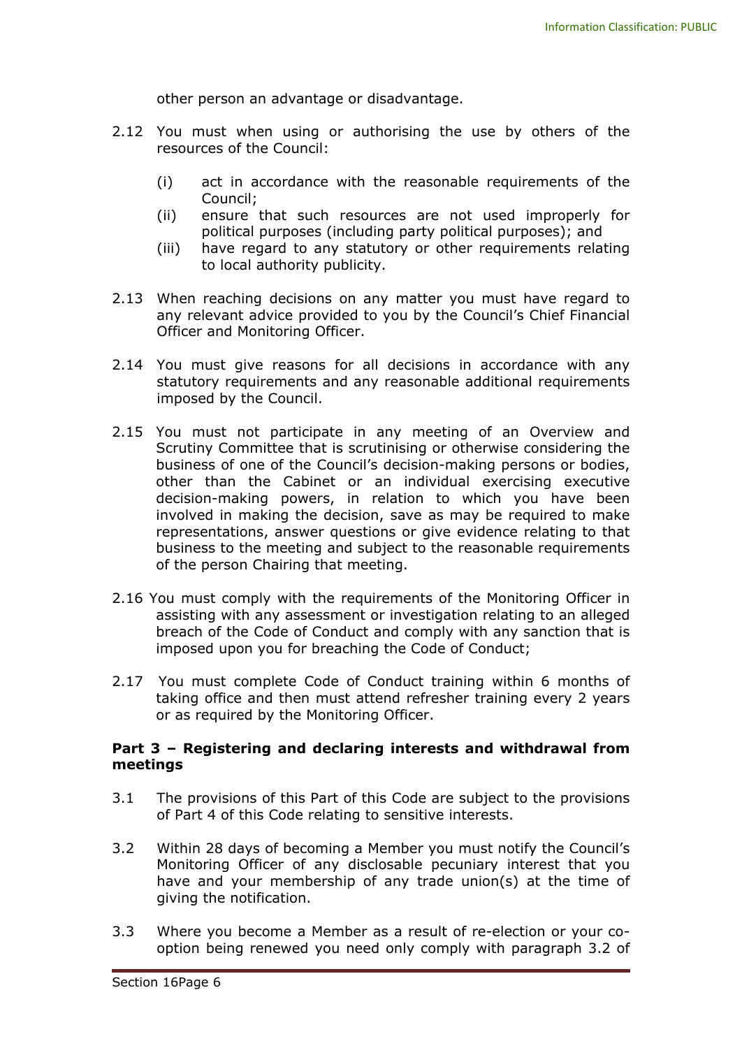other person an advantage or disadvantage.

2.12 You must when using or authorising the use by others of the resources of the Council:

   (i) act in accordance with the reasonable requirements of the Council;
   (ii) ensure that such resources are not used improperly for political purposes (including party political purposes); and
   (iii) have regard to any statutory or other requirements relating to local authority publicity.

2.13 When reaching decisions on any matter you must have regard to any relevant advice provided to you by the Council's Chief Financial Officer and Monitoring Officer.

2.14 You must give reasons for all decisions in accordance with any statutory requirements and any reasonable additional requirements imposed by the Council.

2.15 You must not participate in any meeting of an Overview and Scrutiny Committee that is scrutinising or otherwise considering the business of one of the Council's decision-making persons or bodies, other than the Cabinet or an individual exercising executive decision-making powers, in relation to which you have been involved in making the decision, save as may be required to make representations, answer questions or give evidence relating to that business to the meeting and subject to the reasonable requirements of the person Chairing that meeting.

2.16 You must comply with the requirements of the Monitoring Officer in assisting with any assessment or investigation relating to an alleged breach of the Code of Conduct and comply with any sanction that is imposed upon you for breaching the Code of Conduct;

2.17 You must complete Code of Conduct training within 6 months of taking office and then must attend refresher training every 2 years or as required by the Monitoring Officer.

**Part 3 – Registering and declaring interests and withdrawal from meetings**

3.1 The provisions of this Part of this Code are subject to the provisions of Part 4 of this Code relating to sensitive interests.

3.2 Within 28 days of becoming a Member you must notify the Council's Monitoring Officer of any disclosable pecuniary interest that you have and your membership of any trade union(s) at the time of giving the notification.

3.3 Where you become a Member as a result of re-election or your co-option being renewed you need only comply with paragraph 3.2 of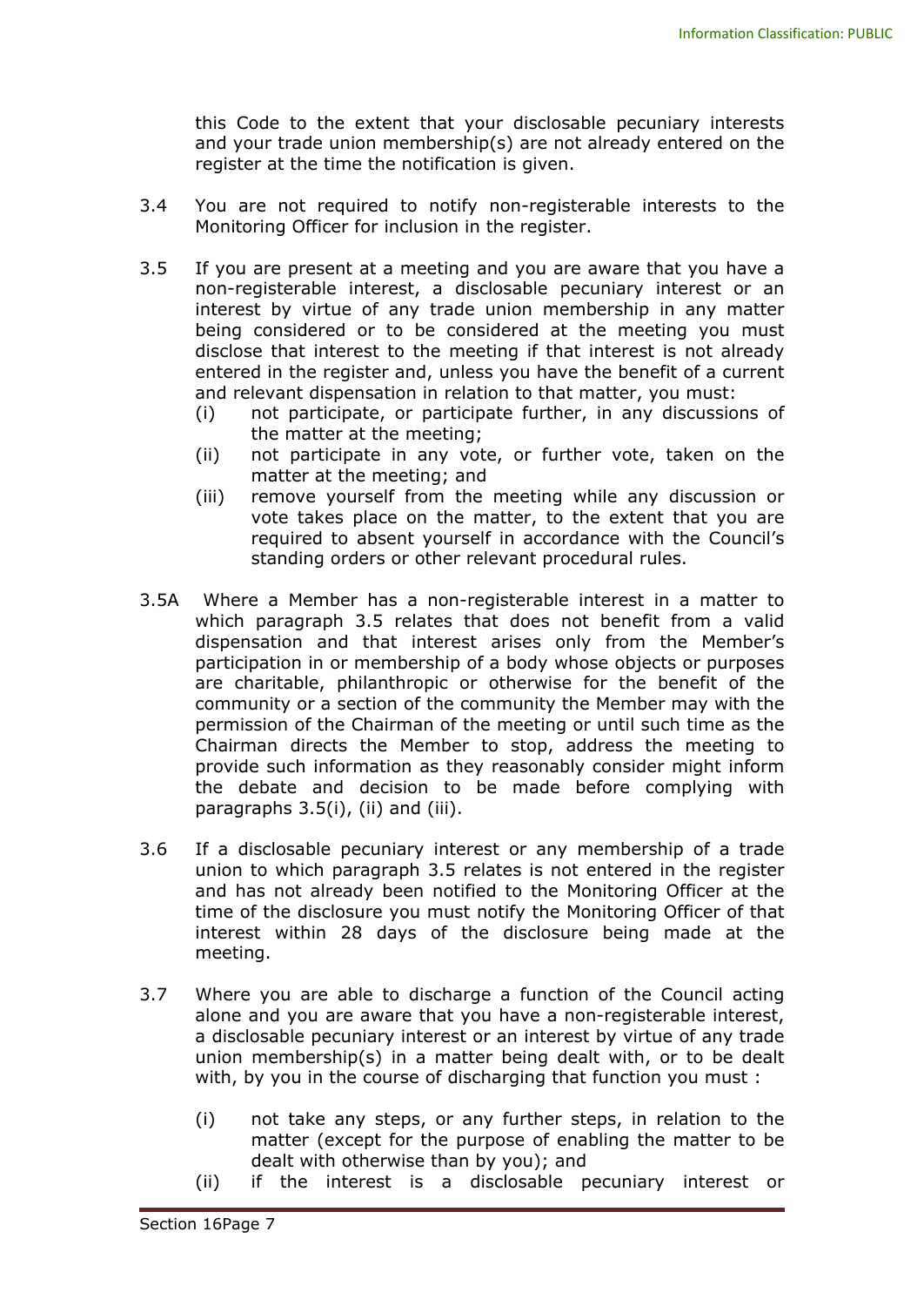this Code to the extent that your disclosable pecuniary interests and your trade union membership(s) are not already entered on the register at the time the notification is given.

3.4 You are not required to notify non-registerable interests to the Monitoring Officer for inclusion in the register.

3.5 If you are present at a meeting and you are aware that you have a non-registerable interest, a disclosable pecuniary interest or an interest by virtue of any trade union membership in any matter being considered or to be considered at the meeting you must disclose that interest to the meeting if that interest is not already entered in the register and, unless you have the benefit of a current and relevant dispensation in relation to that matter, you must:

- (i) not participate, or participate further, in any discussions of the matter at the meeting;
- (ii) not participate in any vote, or further vote, taken on the matter at the meeting; and
- (iii) remove yourself from the meeting while any discussion or vote takes place on the matter, to the extent that you are required to absent yourself in accordance with the Council's standing orders or other relevant procedural rules.

3.5A Where a Member has a non-registerable interest in a matter to which paragraph 3.5 relates that does not benefit from a valid dispensation and that interest arises only from the Member's participation in or membership of a body whose objects or purposes are charitable, philanthropic or otherwise for the benefit of the community or a section of the community the Member may with the permission of the Chairman of the meeting or until such time as the Chairman directs the Member to stop, address the meeting to provide such information as they reasonably consider might inform the debate and decision to be made before complying with paragraphs 3.5(i), (ii) and (iii).

3.6 If a disclosable pecuniary interest or any membership of a trade union to which paragraph 3.5 relates is not entered in the register and has not already been notified to the Monitoring Officer at the time of the disclosure you must notify the Monitoring Officer of that interest within 28 days of the disclosure being made at the meeting.

3.7 Where you are able to discharge a function of the Council acting alone and you are aware that you have a non-registerable interest, a disclosable pecuniary interest or an interest by virtue of any trade union membership(s) in a matter being dealt with, or to be dealt with, by you in the course of discharging that function you must :

- (i) not take any steps, or any further steps, in relation to the matter (except for the purpose of enabling the matter to be dealt with otherwise than by you); and
- (ii) if the interest is a disclosable pecuniary interest or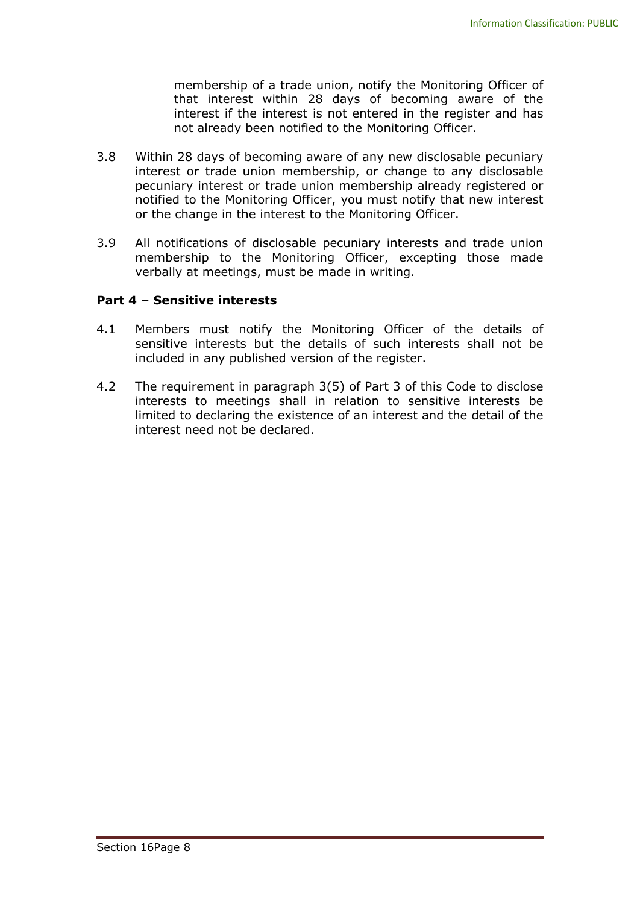membership of a trade union, notify the Monitoring Officer of that interest within 28 days of becoming aware of the interest if the interest is not entered in the register and has not already been notified to the Monitoring Officer.

3.8 Within 28 days of becoming aware of any new disclosable pecuniary interest or trade union membership, or change to any disclosable pecuniary interest or trade union membership already registered or notified to the Monitoring Officer, you must notify that new interest or the change in the interest to the Monitoring Officer.

3.9 All notifications of disclosable pecuniary interests and trade union membership to the Monitoring Officer, excepting those made verbally at meetings, must be made in writing.

**Part 4 – Sensitive interests**

4.1 Members must notify the Monitoring Officer of the details of sensitive interests but the details of such interests shall not be included in any published version of the register.

4.2 The requirement in paragraph 3(5) of Part 3 of this Code to disclose interests to meetings shall in relation to sensitive interests be limited to declaring the existence of an interest and the detail of the interest need not be declared.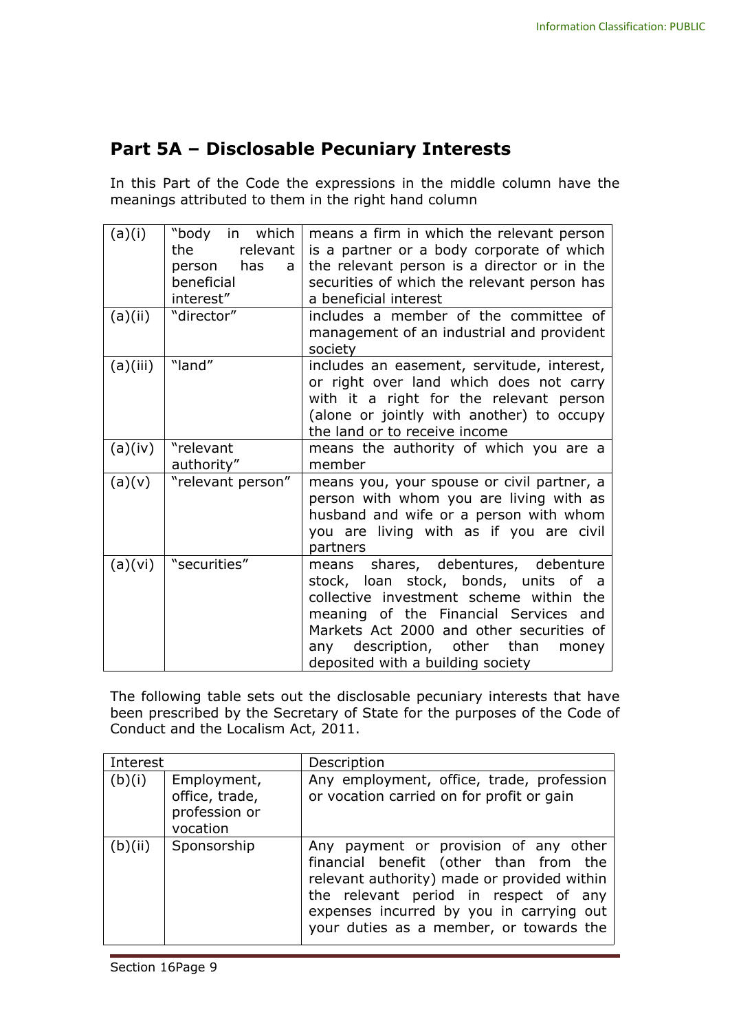## Part 5A – Disclosable Pecuniary Interests

In this Part of the Code the expressions in the middle column have the meanings attributed to them in the right hand column

| | | |
|---|---|---|
| (a)(i) | "body in which the relevant person has a beneficial interest" | means a firm in which the relevant person is a partner or a body corporate of which the relevant person is a director or in the securities of which the relevant person has a beneficial interest |
| (a)(ii) | "director" | includes a member of the committee of management of an industrial and provident society |
| (a)(iii) | "land" | includes an easement, servitude, interest, or right over land which does not carry with it a right for the relevant person (alone or jointly with another) to occupy the land or to receive income |
| (a)(iv) | "relevant authority" | means the authority of which you are a member |
| (a)(v) | "relevant person" | means you, your spouse or civil partner, a person with whom you are living with as husband and wife or a person with whom you are living with as if you are civil partners |
| (a)(vi) | "securities" | means shares, debentures, debenture stock, loan stock, bonds, units of a collective investment scheme within the meaning of the Financial Services and Markets Act 2000 and other securities of any description, other than money deposited with a building society |

The following table sets out the disclosable pecuniary interests that have been prescribed by the Secretary of State for the purposes of the Code of Conduct and the Localism Act, 2011.

| Interest | | Description |
|---|---|---|
| (b)(i) | Employment, office, trade, profession or vocation | Any employment, office, trade, profession or vocation carried on for profit or gain |
| (b)(ii) | Sponsorship | Any payment or provision of any other financial benefit (other than from the relevant authority) made or provided within the relevant period in respect of any expenses incurred by you in carrying out your duties as a member, or towards the |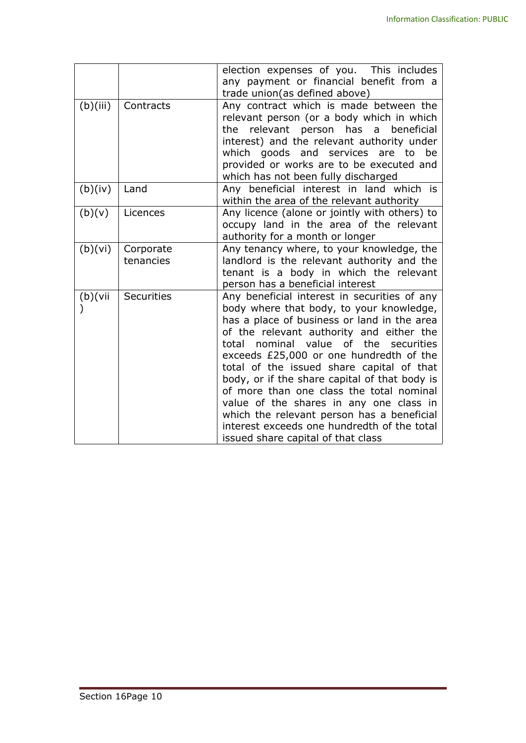| | | |
|---|---|---|
| | | election expenses of you. This includes any payment or financial benefit from a trade union(as defined above) |
| (b)(iii) | Contracts | Any contract which is made between the relevant person (or a body which in which the relevant person has a beneficial interest) and the relevant authority under which goods and services are to be provided or works are to be executed and which has not been fully discharged |
| (b)(iv) | Land | Any beneficial interest in land which is within the area of the relevant authority |
| (b)(v) | Licences | Any licence (alone or jointly with others) to occupy land in the area of the relevant authority for a month or longer |
| (b)(vi) | Corporate tenancies | Any tenancy where, to your knowledge, the landlord is the relevant authority and the tenant is a body in which the relevant person has a beneficial interest |
| (b)(vii) | Securities | Any beneficial interest in securities of any body where that body, to your knowledge, has a place of business or land in the area of the relevant authority and either the total nominal value of the securities exceeds £25,000 or one hundredth of the total of the issued share capital of that body, or if the share capital of that body is of more than one class the total nominal value of the shares in any one class in which the relevant person has a beneficial interest exceeds one hundredth of the total issued share capital of that class |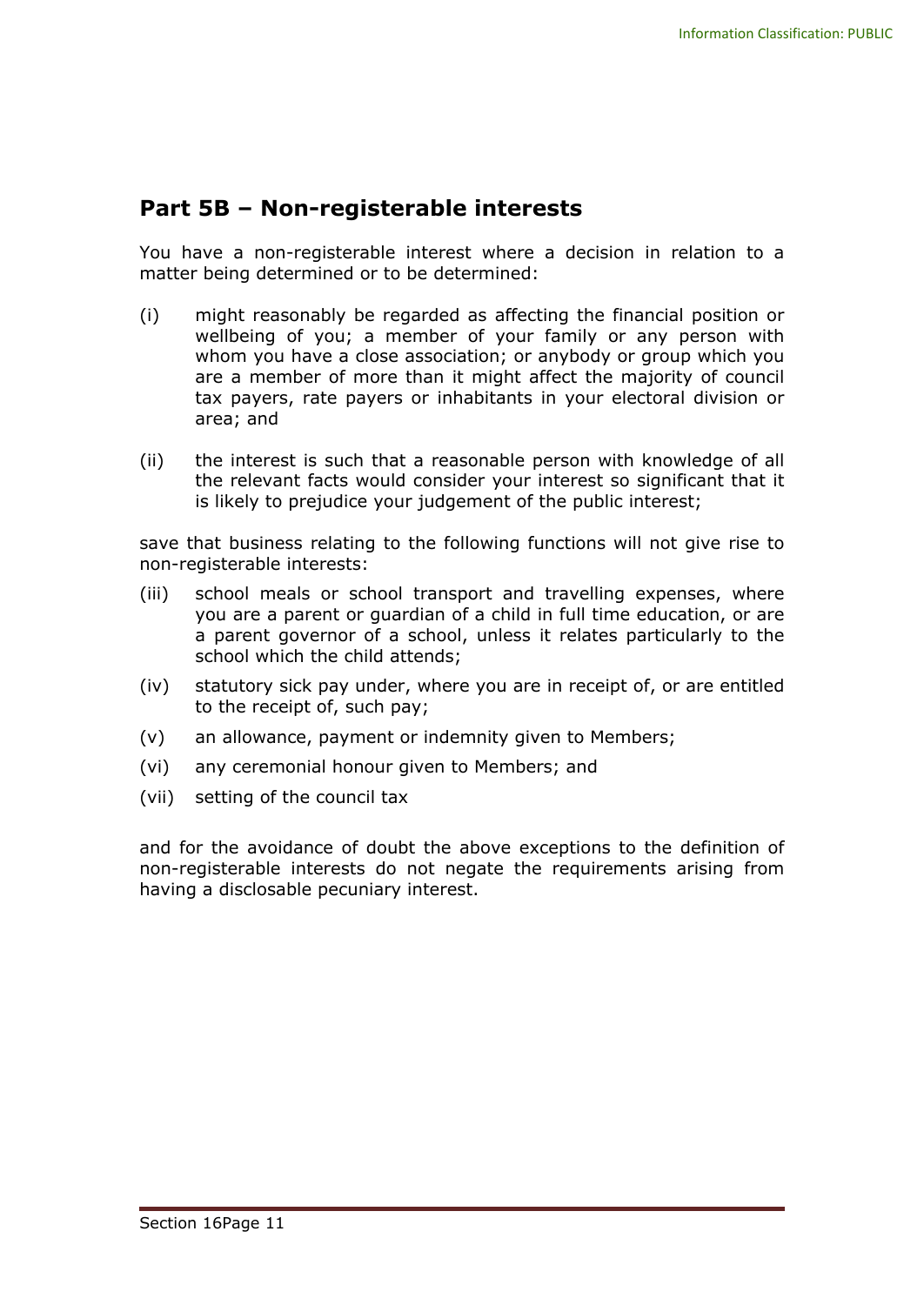## Part 5B – Non-registerable interests

You have a non-registerable interest where a decision in relation to a matter being determined or to be determined:

(i) might reasonably be regarded as affecting the financial position or wellbeing of you; a member of your family or any person with whom you have a close association; or anybody or group which you are a member of more than it might affect the majority of council tax payers, rate payers or inhabitants in your electoral division or area; and

(ii) the interest is such that a reasonable person with knowledge of all the relevant facts would consider your interest so significant that it is likely to prejudice your judgement of the public interest;

save that business relating to the following functions will not give rise to non-registerable interests:

(iii) school meals or school transport and travelling expenses, where you are a parent or guardian of a child in full time education, or are a parent governor of a school, unless it relates particularly to the school which the child attends;

(iv) statutory sick pay under, where you are in receipt of, or are entitled to the receipt of, such pay;

(v) an allowance, payment or indemnity given to Members;

(vi) any ceremonial honour given to Members; and

(vii) setting of the council tax

and for the avoidance of doubt the above exceptions to the definition of non-registerable interests do not negate the requirements arising from having a disclosable pecuniary interest.